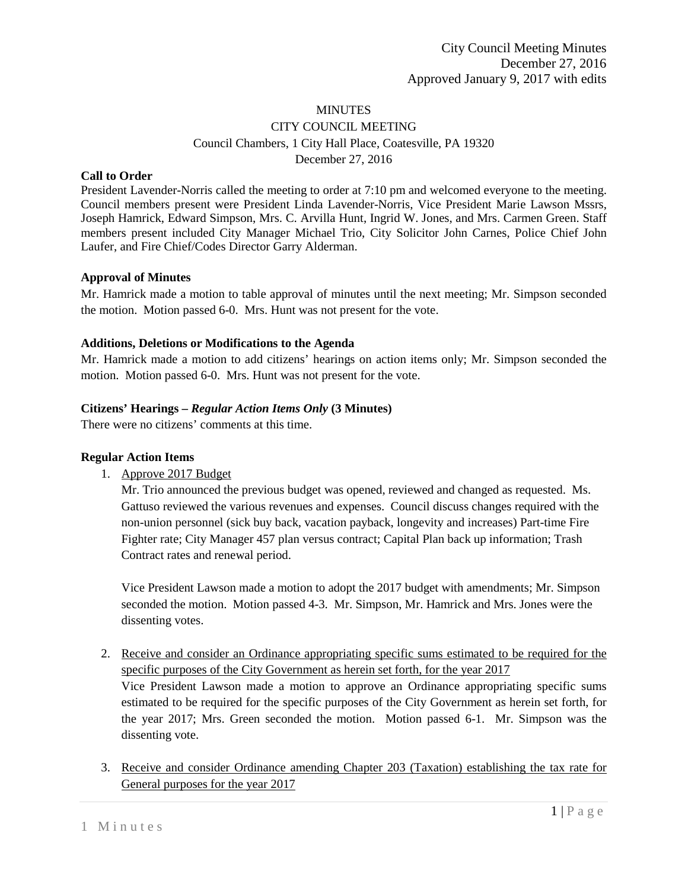City Council Meeting Minutes
December 27, 2016
Approved January 9, 2017 with edits

MINUTES

CITY COUNCIL MEETING

Council Chambers, 1 City Hall Place, Coatesville, PA 19320

December 27, 2016

**Call to Order**

President Lavender-Norris called the meeting to order at 7:10 pm and welcomed everyone to the meeting. Council members present were President Linda Lavender-Norris, Vice President Marie Lawson Mssrs, Joseph Hamrick, Edward Simpson, Mrs. C. Arvilla Hunt, Ingrid W. Jones, and Mrs. Carmen Green. Staff members present included City Manager Michael Trio, City Solicitor John Carnes, Police Chief John Laufer, and Fire Chief/Codes Director Garry Alderman.

**Approval of Minutes**

Mr. Hamrick made a motion to table approval of minutes until the next meeting; Mr. Simpson seconded the motion. Motion passed 6-0. Mrs. Hunt was not present for the vote.

**Additions, Deletions or Modifications to the Agenda**

Mr. Hamrick made a motion to add citizens' hearings on action items only; Mr. Simpson seconded the motion. Motion passed 6-0. Mrs. Hunt was not present for the vote.

**Citizens' Hearings – *Regular Action Items Only* (3 Minutes)**

There were no citizens' comments at this time.

**Regular Action Items**

1. Approve 2017 Budget

   Mr. Trio announced the previous budget was opened, reviewed and changed as requested. Ms. Gattuso reviewed the various revenues and expenses. Council discuss changes required with the non-union personnel (sick buy back, vacation payback, longevity and increases) Part-time Fire Fighter rate; City Manager 457 plan versus contract; Capital Plan back up information; Trash Contract rates and renewal period.

   Vice President Lawson made a motion to adopt the 2017 budget with amendments; Mr. Simpson seconded the motion. Motion passed 4-3. Mr. Simpson, Mr. Hamrick and Mrs. Jones were the dissenting votes.

2. Receive and consider an Ordinance appropriating specific sums estimated to be required for the specific purposes of the City Government as herein set forth, for the year 2017

   Vice President Lawson made a motion to approve an Ordinance appropriating specific sums estimated to be required for the specific purposes of the City Government as herein set forth, for the year 2017; Mrs. Green seconded the motion. Motion passed 6-1. Mr. Simpson was the dissenting vote.

3. Receive and consider Ordinance amending Chapter 203 (Taxation) establishing the tax rate for General purposes for the year 2017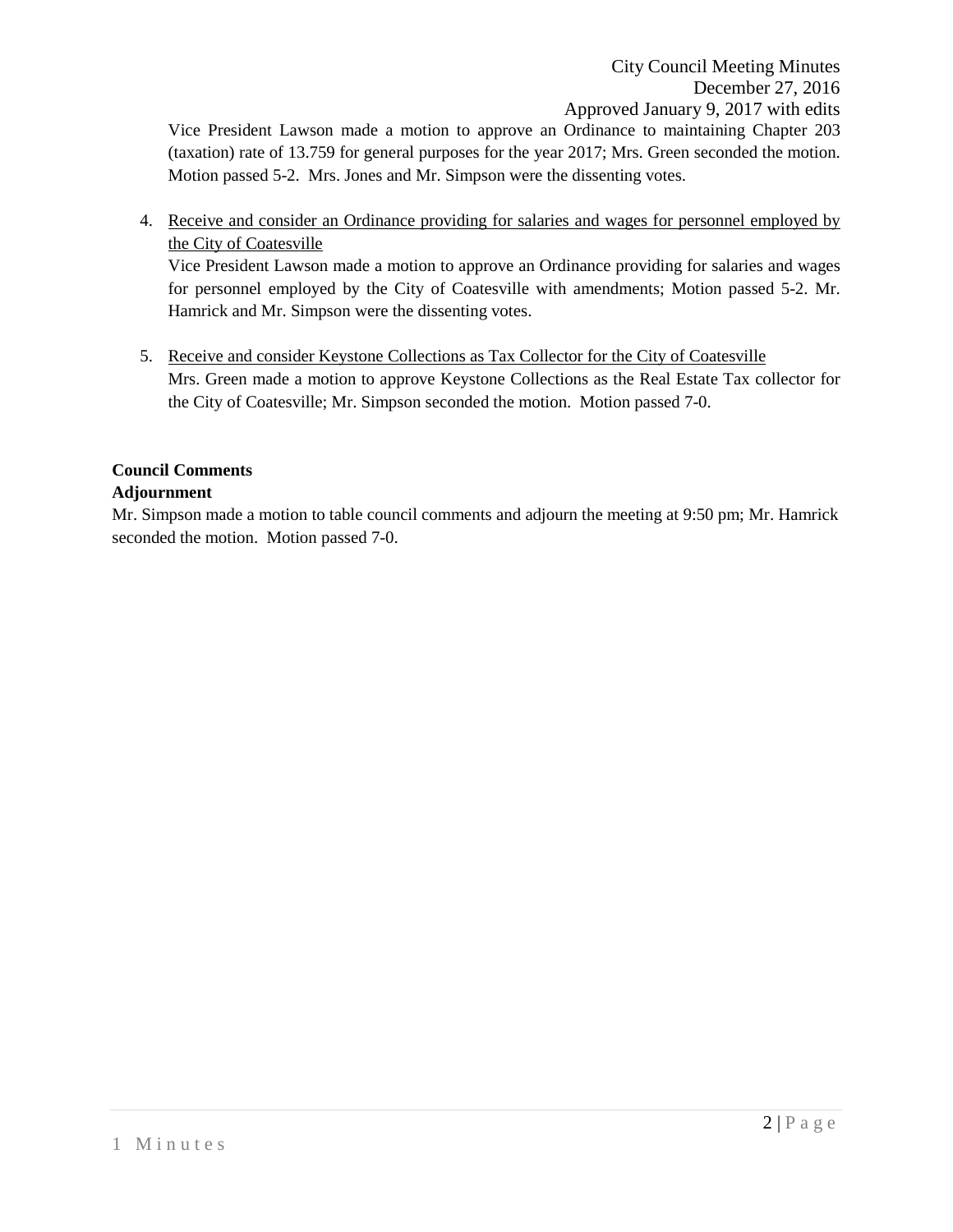Vice President Lawson made a motion to approve an Ordinance to maintaining Chapter 203 (taxation) rate of 13.759 for general purposes for the year 2017; Mrs. Green seconded the motion. Motion passed 5-2. Mrs. Jones and Mr. Simpson were the dissenting votes.

4. Receive and consider an Ordinance providing for salaries and wages for personnel employed by the City of Coatesville
   Vice President Lawson made a motion to approve an Ordinance providing for salaries and wages for personnel employed by the City of Coatesville with amendments; Motion passed 5-2. Mr. Hamrick and Mr. Simpson were the dissenting votes.

5. Receive and consider Keystone Collections as Tax Collector for the City of Coatesville
   Mrs. Green made a motion to approve Keystone Collections as the Real Estate Tax collector for the City of Coatesville; Mr. Simpson seconded the motion. Motion passed 7-0.

**Council Comments**

**Adjournment**

Mr. Simpson made a motion to table council comments and adjourn the meeting at 9:50 pm; Mr. Hamrick seconded the motion. Motion passed 7-0.